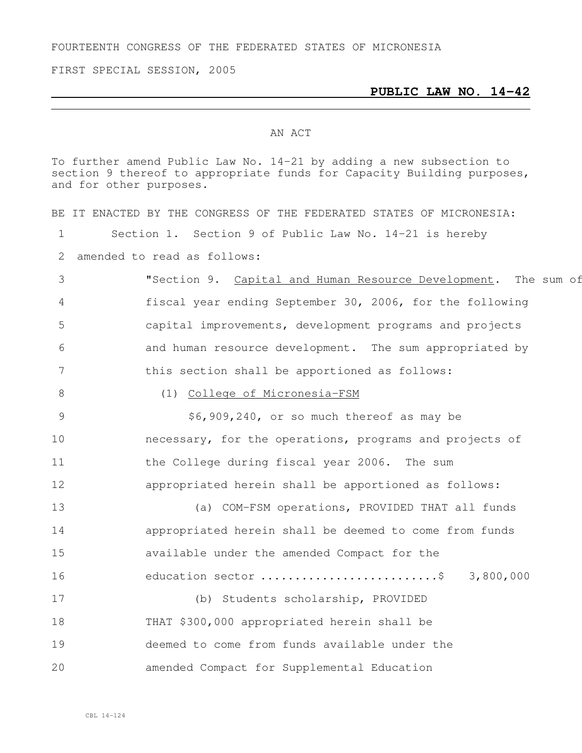FOURTEENTH CONGRESS OF THE FEDERATED STATES OF MICRONESIA

FIRST SPECIAL SESSION, 2005

**PUBLIC LAW NO. 14-42**

AN ACT

To further amend Public Law No. 14-21 by adding a new subsection to section 9 thereof to appropriate funds for Capacity Building purposes, and for other purposes.

BE IT ENACTED BY THE CONGRESS OF THE FEDERATED STATES OF MICRONESIA:

1 Section 1. Section 9 of Public Law No. 14-21 is hereby
2 amended to read as follows:

3 "Section 9. Capital and Human Resource Development. The sum of
4 fiscal year ending September 30, 2006, for the following
5 capital improvements, development programs and projects
6 and human resource development. The sum appropriated by
7 this section shall be apportioned as follows:

8 (1) College of Micronesia-FSM

9 $6,909,240, or so much thereof as may be
10 necessary, for the operations, programs and projects of
11 the College during fiscal year 2006. The sum
12 appropriated herein shall be apportioned as follows:

13 (a) COM-FSM operations, PROVIDED THAT all funds
14 appropriated herein shall be deemed to come from funds
15 available under the amended Compact for the
16 education sector .........................$ 3,800,000

17 (b) Students scholarship, PROVIDED
18 THAT $300,000 appropriated herein shall be
19 deemed to come from funds available under the
20 amended Compact for Supplemental Education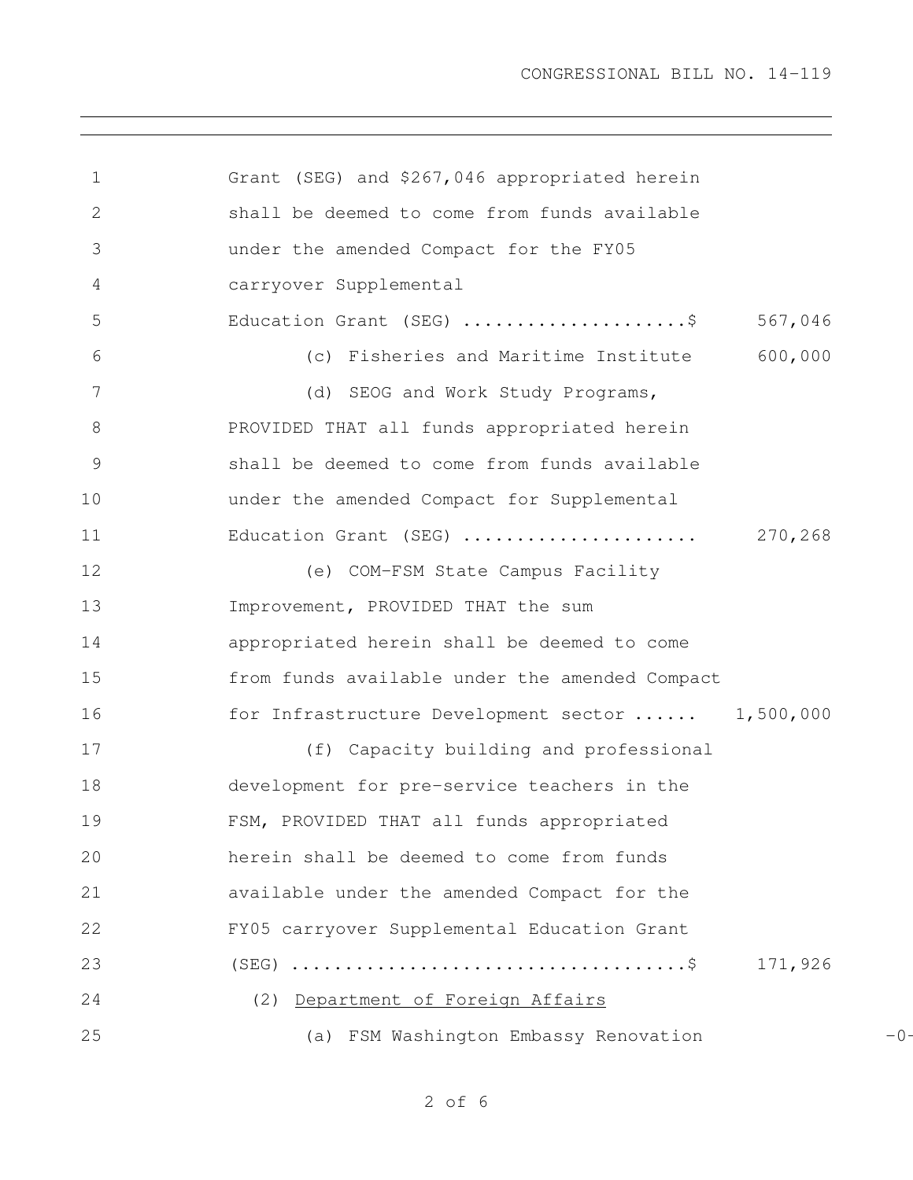Grant (SEG) and $267,046 appropriated herein shall be deemed to come from funds available under the amended Compact for the FY05 carryover Supplemental Education Grant (SEG) .....................$ 567,046

(c) Fisheries and Maritime Institute 600,000

(d) SEOG and Work Study Programs, PROVIDED THAT all funds appropriated herein shall be deemed to come from funds available under the amended Compact for Supplemental Education Grant (SEG) ...................... 270,268

(e) COM-FSM State Campus Facility Improvement, PROVIDED THAT the sum appropriated herein shall be deemed to come from funds available under the amended Compact for Infrastructure Development sector ...... 1,500,000

(f) Capacity building and professional development for pre-service teachers in the FSM, PROVIDED THAT all funds appropriated herein shall be deemed to come from funds available under the amended Compact for the FY05 carryover Supplemental Education Grant (SEG) ....................................$ 171,926

(2) Department of Foreign Affairs

(a) FSM Washington Embassy Renovation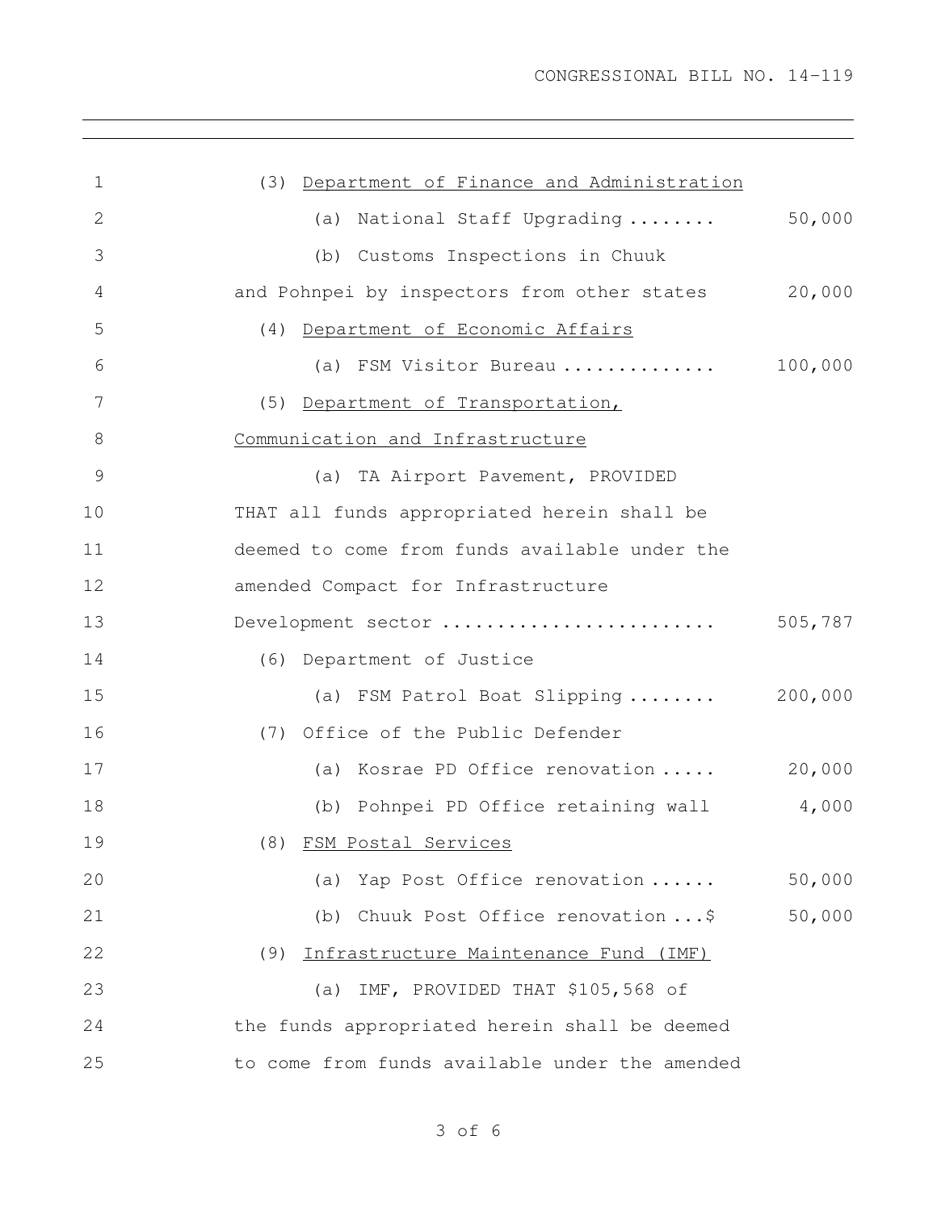(3) Department of Finance and Administration

(a) National Staff Upgrading ........ 50,000

(b) Customs Inspections in Chuuk and Pohnpei by inspectors from other states 20,000

(4) Department of Economic Affairs

(a) FSM Visitor Bureau .............. 100,000

(5) Department of Transportation, Communication and Infrastructure

(a) TA Airport Pavement, PROVIDED THAT all funds appropriated herein shall be deemed to come from funds available under the amended Compact for Infrastructure Development sector ........................ 505,787

(6) Department of Justice

(a) FSM Patrol Boat Slipping ........ 200,000

(7) Office of the Public Defender

(a) Kosrae PD Office renovation ..... 20,000

(b) Pohnpei PD Office retaining wall 4,000

(8) FSM Postal Services

(a) Yap Post Office renovation ...... 50,000

(b) Chuuk Post Office renovation ...$ 50,000

(9) Infrastructure Maintenance Fund (IMF)

(a) IMF, PROVIDED THAT $105,568 of the funds appropriated herein shall be deemed to come from funds available under the amended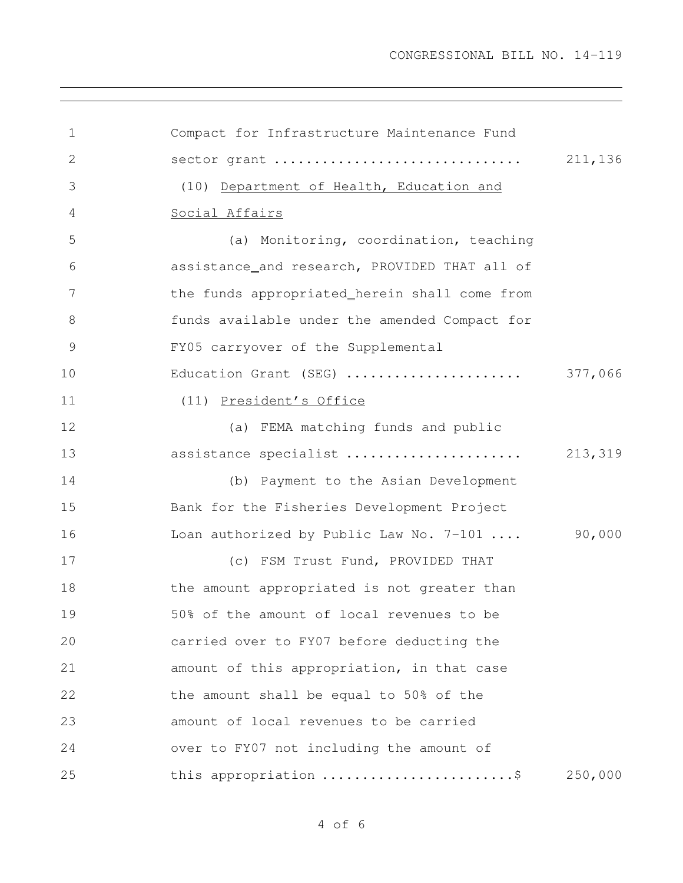Compact for Infrastructure Maintenance Fund sector grant .............................. 211,136

(10) <u>Department of Health, Education and Social Affairs</u>

(a) Monitoring, coordination, teaching assistance and research, PROVIDED THAT all of the funds appropriated herein shall come from funds available under the amended Compact for FY05 carryover of the Supplemental Education Grant (SEG) ...................... 377,066

(11) <u>President's Office</u>

(a) FEMA matching funds and public assistance specialist ...................... 213,319

(b) Payment to the Asian Development Bank for the Fisheries Development Project Loan authorized by Public Law No. 7-101 .... 90,000

(c) FSM Trust Fund, PROVIDED THAT the amount appropriated is not greater than 50% of the amount of local revenues to be carried over to FY07 before deducting the amount of this appropriation, in that case the amount shall be equal to 50% of the amount of local revenues to be carried over to FY07 not including the amount of this appropriation .......................$ 250,000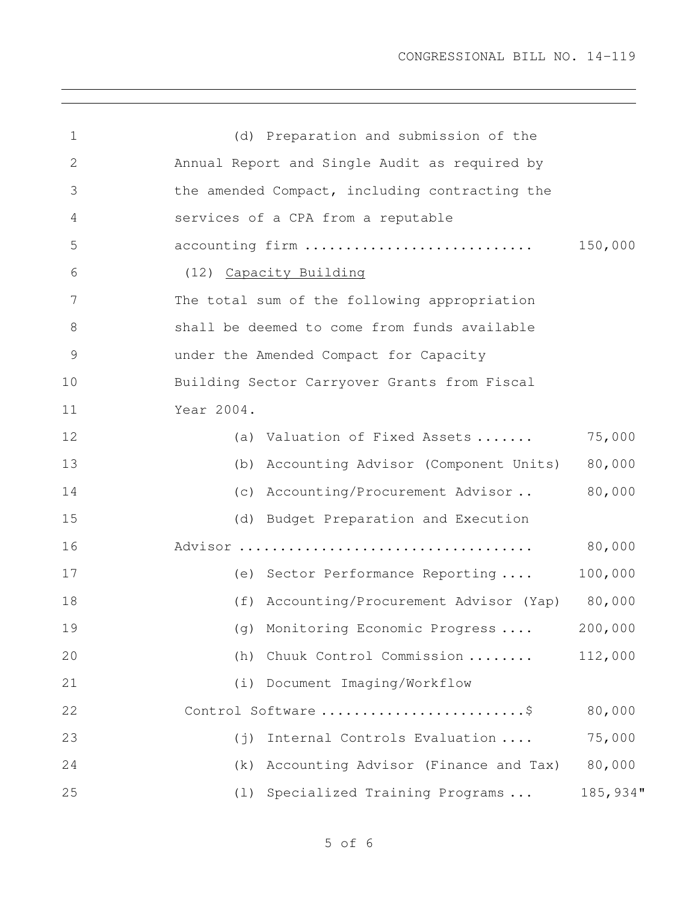(d) Preparation and submission of the Annual Report and Single Audit as required by the amended Compact, including contracting the services of a CPA from a reputable accounting firm ........................... 150,000

(12) Capacity Building

The total sum of the following appropriation shall be deemed to come from funds available under the Amended Compact for Capacity Building Sector Carryover Grants from Fiscal Year 2004.

| Item | Amount |
|---|---|
| (a) Valuation of Fixed Assets ....... | 75,000 |
| (b) Accounting Advisor (Component Units) | 80,000 |
| (c) Accounting/Procurement Advisor .. | 80,000 |
| (d) Budget Preparation and Execution Advisor .................................. | 80,000 |
| (e) Sector Performance Reporting .... | 100,000 |
| (f) Accounting/Procurement Advisor (Yap) | 80,000 |
| (g) Monitoring Economic Progress .... | 200,000 |
| (h) Chuuk Control Commission ........ | 112,000 |
| (i) Document Imaging/Workflow Control Software ........................$ | 80,000 |
| (j) Internal Controls Evaluation .... | 75,000 |
| (k) Accounting Advisor (Finance and Tax) | 80,000 |
| (l) Specialized Training Programs ... | 185,934" |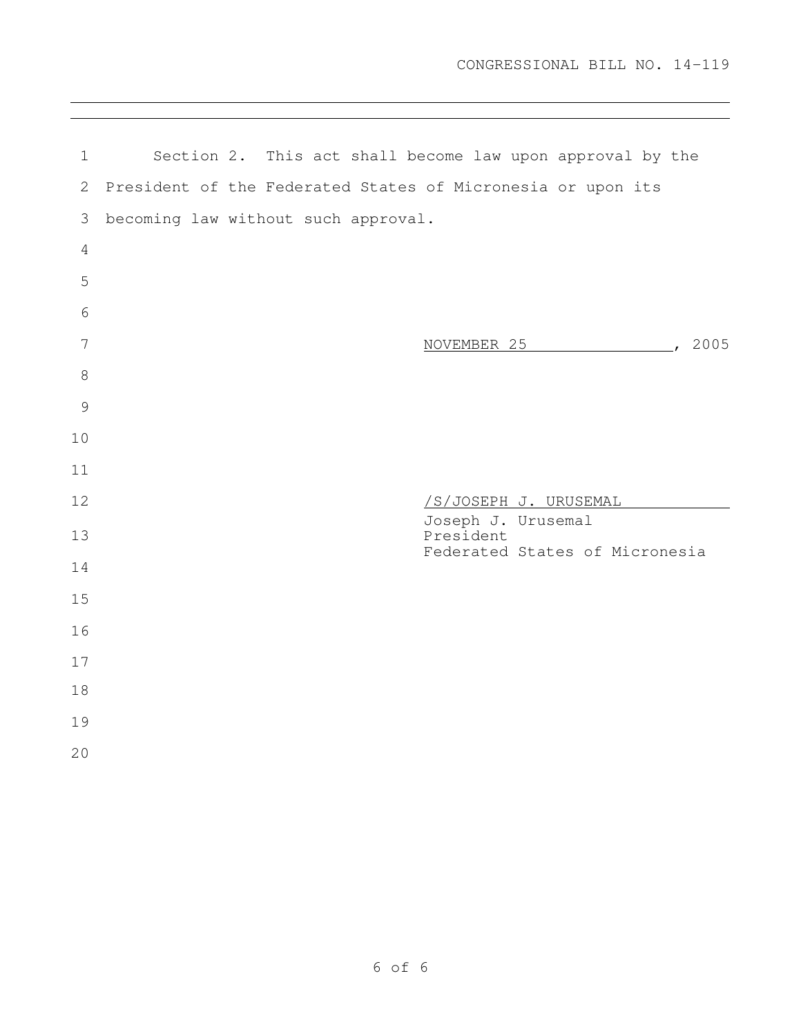Section 2. This act shall become law upon approval by the President of the Federated States of Micronesia or upon its becoming law without such approval.

NOVEMBER 25, 2005

/S/JOSEPH J. URUSEMAL

Joseph J. Urusemal
President
Federated States of Micronesia